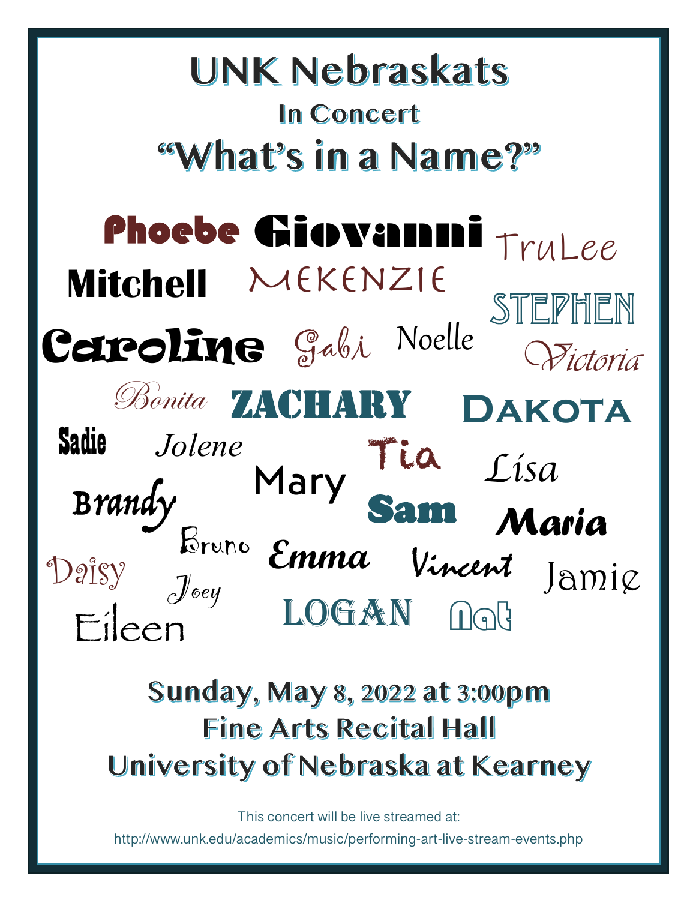# UNK Nebraskats

## In Concert

# "What's in a Name?"

Phoebe Giovanni TruLee

Mitchell MEKENZIE STEPHEN

Caroline Gabi Noelle Victoria

Bonita ZACHARY DAKOTA

Sadie Jolene Tia Lisa

Brandy Mary Sam Maria

Bruno Emma Vincent Jamie

Daisy Joey

Eileen LOGAN Nat

## Sunday, May 8, 2022 at 3:00pm
## Fine Arts Recital Hall
## University of Nebraska at Kearney

This concert will be live streamed at:

http://www.unk.edu/academics/music/performing-art-live-stream-events.php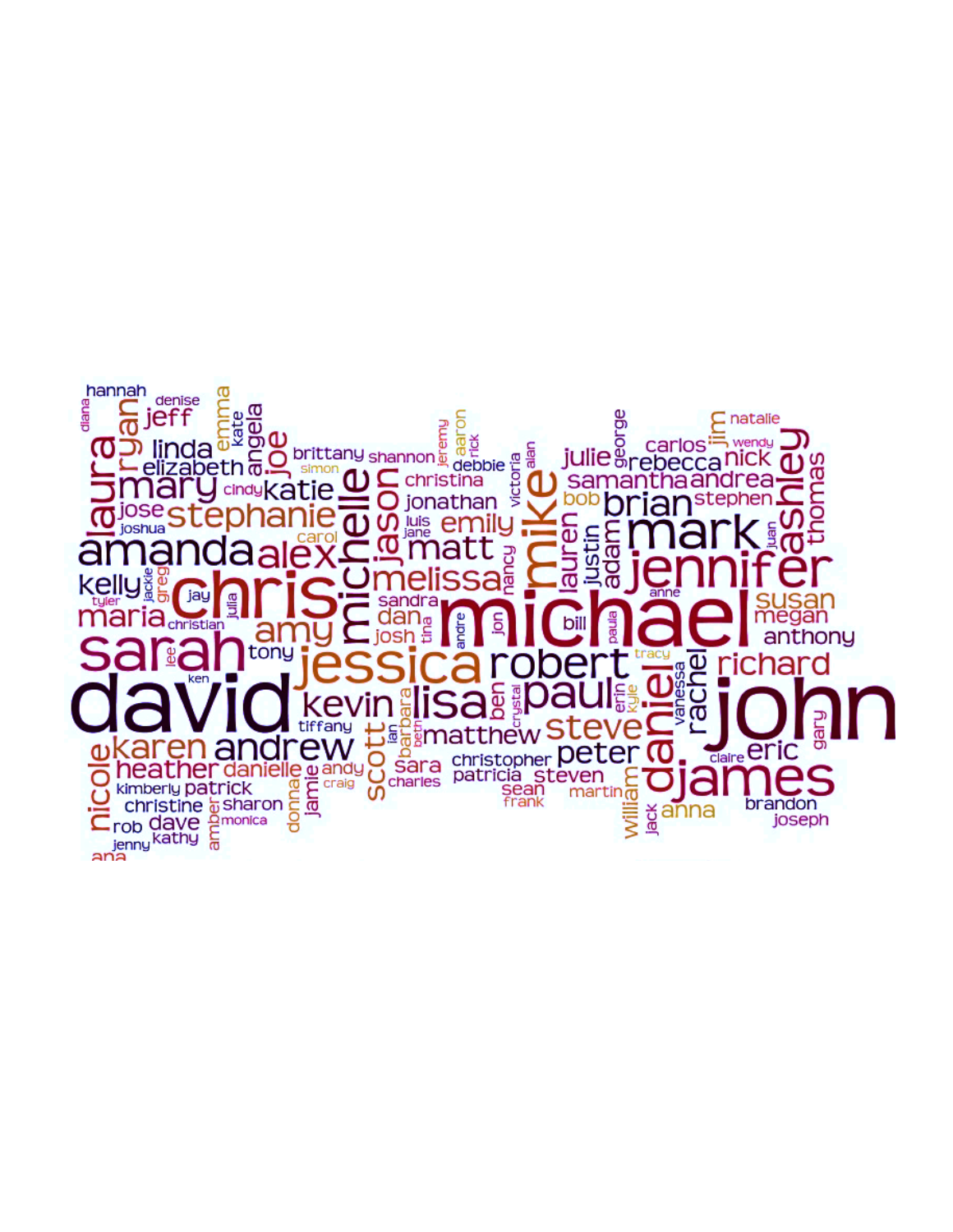hannah denise diana jeff emma kate angela joe ryan laura linda elizabeth mary brittany shannon jeremy aaron rick debbie christina victoria alan julie george rebecca carlos jim natalie wendy nick samantha andrea ashley thomas simon cindy katie jose stephanie joshua michelle jason jonathan luis jane emily mike bob brian stephen carol amanda alex matt lauren justin adam mark juan jennifer kelly jackie greg melissa nancy jay julia chris tyler anne susan maria christian sandra dan megan amy josh tina andre jon michael bill paula anthony sarah lee tony jessica robert tracy richard ken david kevin lisa ben crystal paul erin kylie vanessa rachel john tiffany barbara ian beth matthew steve daniel gary nicole karen andrew scott claire eric heather danielle andy craig sara christopher peter kimberly patrick jamie charles patricia steven james christine sharon donna sean martin william rob dave monica frank jack anna brandon jenny kathy amber joseph ana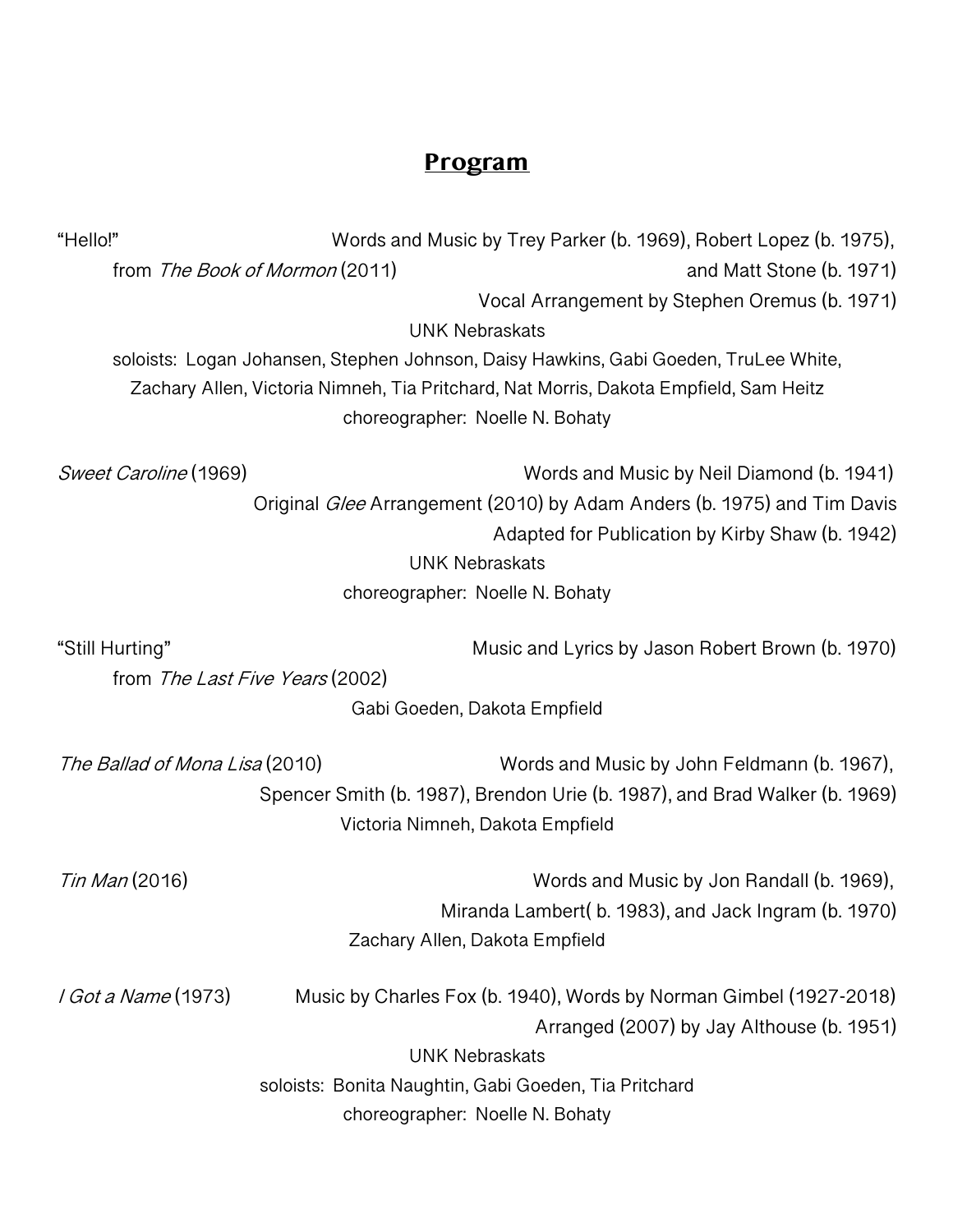## Program

"Hello!"
from *The Book of Mormon* (2011)

Words and Music by Trey Parker (b. 1969), Robert Lopez (b. 1975), and Matt Stone (b. 1971)
Vocal Arrangement by Stephen Oremus (b. 1971)

UNK Nebraskats
soloists: Logan Johansen, Stephen Johnson, Daisy Hawkins, Gabi Goeden, TruLee White, Zachary Allen, Victoria Nimneh, Tia Pritchard, Nat Morris, Dakota Empfield, Sam Heitz
choreographer: Noelle N. Bohaty

*Sweet Caroline* (1969)

Words and Music by Neil Diamond (b. 1941)
Original *Glee* Arrangement (2010) by Adam Anders (b. 1975) and Tim Davis
Adapted for Publication by Kirby Shaw (b. 1942)

UNK Nebraskats
choreographer: Noelle N. Bohaty

"Still Hurting"
from *The Last Five Years* (2002)

Music and Lyrics by Jason Robert Brown (b. 1970)

Gabi Goeden, Dakota Empfield

*The Ballad of Mona Lisa* (2010)

Words and Music by John Feldmann (b. 1967), Spencer Smith (b. 1987), Brendon Urie (b. 1987), and Brad Walker (b. 1969)

Victoria Nimneh, Dakota Empfield

*Tin Man* (2016)

Words and Music by Jon Randall (b. 1969), Miranda Lambert( b. 1983), and Jack Ingram (b. 1970)

Zachary Allen, Dakota Empfield

*I Got a Name* (1973)

Music by Charles Fox (b. 1940), Words by Norman Gimbel (1927-2018)
Arranged (2007) by Jay Althouse (b. 1951)

UNK Nebraskats
soloists: Bonita Naughtin, Gabi Goeden, Tia Pritchard
choreographer: Noelle N. Bohaty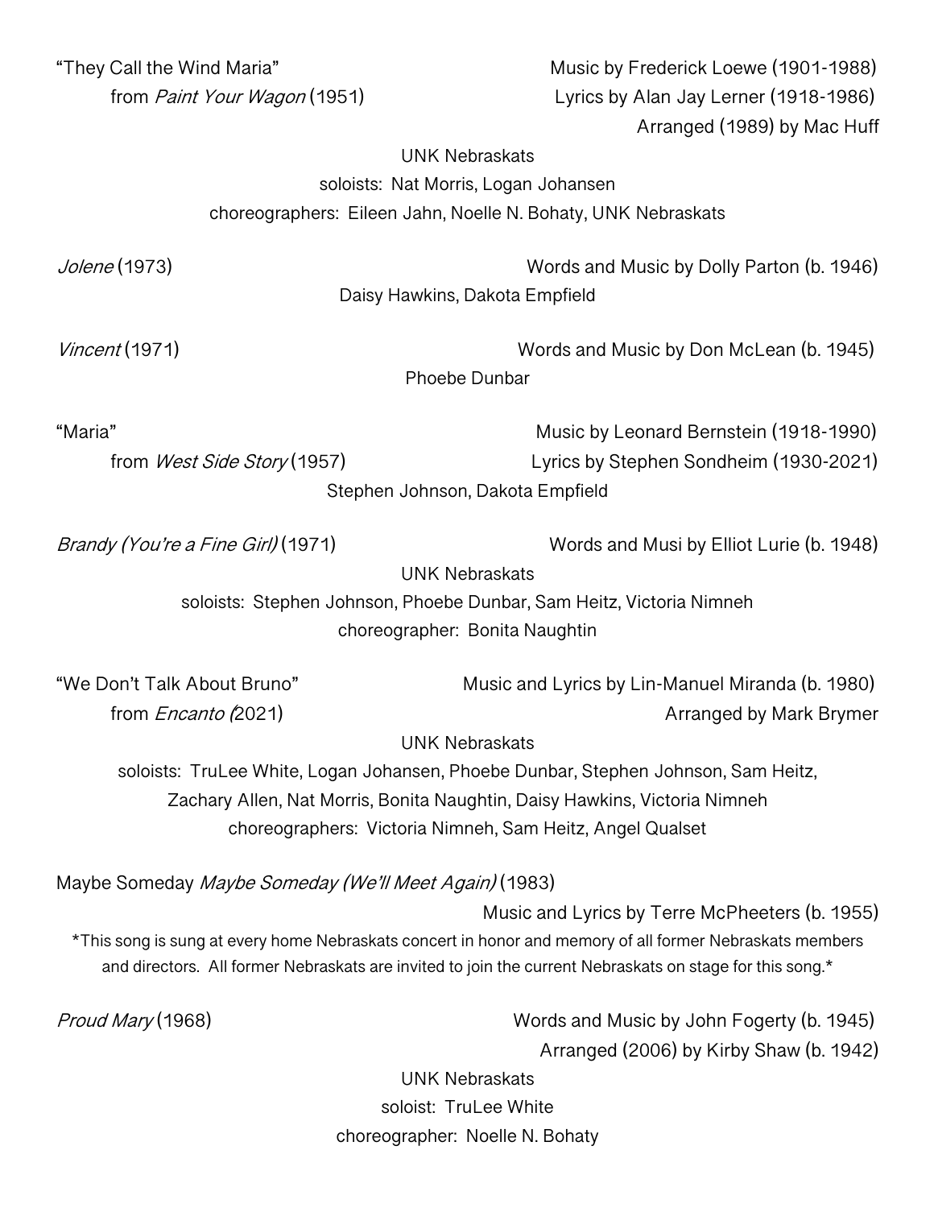"They Call the Wind Maria" Music by Frederick Loewe (1901-1988)
from *Paint Your Wagon* (1951) Lyrics by Alan Jay Lerner (1918-1986)
Arranged (1989) by Mac Huff

UNK Nebraskats
soloists: Nat Morris, Logan Johansen
choreographers: Eileen Jahn, Noelle N. Bohaty, UNK Nebraskats

*Jolene* (1973) Words and Music by Dolly Parton (b. 1946)

Daisy Hawkins, Dakota Empfield

*Vincent* (1971) Words and Music by Don McLean (b. 1945)

Phoebe Dunbar

"Maria" Music by Leonard Bernstein (1918-1990)
from *West Side Story* (1957) Lyrics by Stephen Sondheim (1930-2021)

Stephen Johnson, Dakota Empfield

*Brandy (You're a Fine Girl)* (1971) Words and Musi by Elliot Lurie (b. 1948)

UNK Nebraskats
soloists: Stephen Johnson, Phoebe Dunbar, Sam Heitz, Victoria Nimneh
choreographer: Bonita Naughtin

"We Don't Talk About Bruno" Music and Lyrics by Lin-Manuel Miranda (b. 1980)
from *Encanto (*2021) Arranged by Mark Brymer

UNK Nebraskats
soloists: TruLee White, Logan Johansen, Phoebe Dunbar, Stephen Johnson, Sam Heitz, Zachary Allen, Nat Morris, Bonita Naughtin, Daisy Hawkins, Victoria Nimneh
choreographers: Victoria Nimneh, Sam Heitz, Angel Qualset

Maybe Someday *Maybe Someday (We'll Meet Again)* (1983)
Music and Lyrics by Terre McPheeters (b. 1955)

*This song is sung at every home Nebraskats concert in honor and memory of all former Nebraskats members and directors. All former Nebraskats are invited to join the current Nebraskats on stage for this song.*

*Proud Mary* (1968) Words and Music by John Fogerty (b. 1945)
Arranged (2006) by Kirby Shaw (b. 1942)

UNK Nebraskats
soloist: TruLee White
choreographer: Noelle N. Bohaty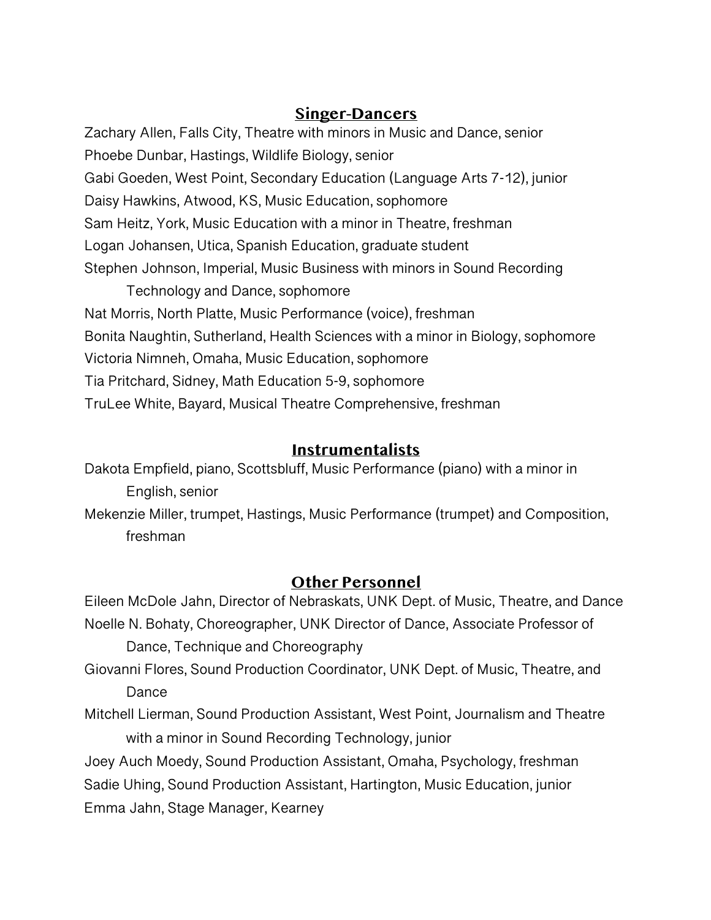## Singer-Dancers

Zachary Allen, Falls City, Theatre with minors in Music and Dance, senior
Phoebe Dunbar, Hastings, Wildlife Biology, senior
Gabi Goeden, West Point, Secondary Education (Language Arts 7-12), junior
Daisy Hawkins, Atwood, KS, Music Education, sophomore
Sam Heitz, York, Music Education with a minor in Theatre, freshman
Logan Johansen, Utica, Spanish Education, graduate student
Stephen Johnson, Imperial, Music Business with minors in Sound Recording Technology and Dance, sophomore
Nat Morris, North Platte, Music Performance (voice), freshman
Bonita Naughtin, Sutherland, Health Sciences with a minor in Biology, sophomore
Victoria Nimneh, Omaha, Music Education, sophomore
Tia Pritchard, Sidney, Math Education 5-9, sophomore
TruLee White, Bayard, Musical Theatre Comprehensive, freshman

## Instrumentalists

Dakota Empfield, piano, Scottsbluff, Music Performance (piano) with a minor in English, senior
Mekenzie Miller, trumpet, Hastings, Music Performance (trumpet) and Composition, freshman

## Other Personnel

Eileen McDole Jahn, Director of Nebraskats, UNK Dept. of Music, Theatre, and Dance
Noelle N. Bohaty, Choreographer, UNK Director of Dance, Associate Professor of Dance, Technique and Choreography
Giovanni Flores, Sound Production Coordinator, UNK Dept. of Music, Theatre, and Dance
Mitchell Lierman, Sound Production Assistant, West Point, Journalism and Theatre with a minor in Sound Recording Technology, junior
Joey Auch Moedy, Sound Production Assistant, Omaha, Psychology, freshman
Sadie Uhing, Sound Production Assistant, Hartington, Music Education, junior
Emma Jahn, Stage Manager, Kearney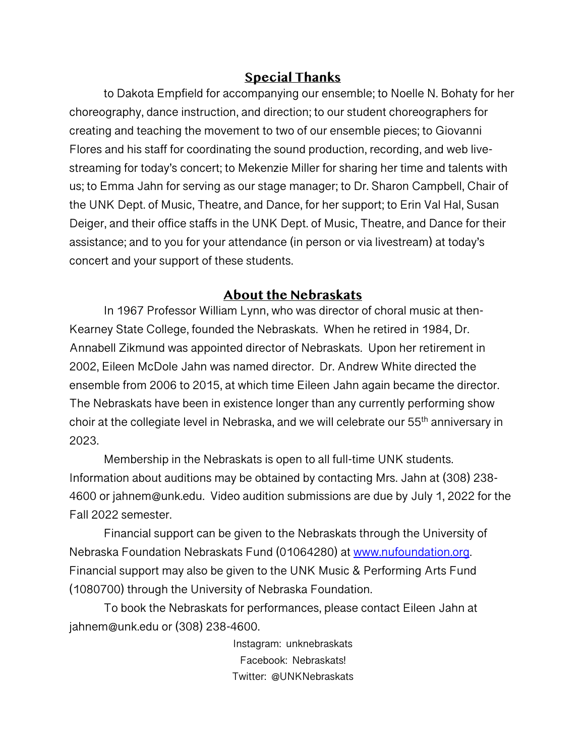## Special Thanks

to Dakota Empfield for accompanying our ensemble; to Noelle N. Bohaty for her choreography, dance instruction, and direction; to our student choreographers for creating and teaching the movement to two of our ensemble pieces; to Giovanni Flores and his staff for coordinating the sound production, recording, and web live-streaming for today's concert; to Mekenzie Miller for sharing her time and talents with us; to Emma Jahn for serving as our stage manager; to Dr. Sharon Campbell, Chair of the UNK Dept. of Music, Theatre, and Dance, for her support; to Erin Val Hal, Susan Deiger, and their office staffs in the UNK Dept. of Music, Theatre, and Dance for their assistance; and to you for your attendance (in person or via livestream) at today's concert and your support of these students.

## About the Nebraskats

In 1967 Professor William Lynn, who was director of choral music at then-Kearney State College, founded the Nebraskats. When he retired in 1984, Dr. Annabell Zikmund was appointed director of Nebraskats. Upon her retirement in 2002, Eileen McDole Jahn was named director. Dr. Andrew White directed the ensemble from 2006 to 2015, at which time Eileen Jahn again became the director. The Nebraskats have been in existence longer than any currently performing show choir at the collegiate level in Nebraska, and we will celebrate our 55th anniversary in 2023.

Membership in the Nebraskats is open to all full-time UNK students. Information about auditions may be obtained by contacting Mrs. Jahn at (308) 238-4600 or jahnem@unk.edu. Video audition submissions are due by July 1, 2022 for the Fall 2022 semester.

Financial support can be given to the Nebraskats through the University of Nebraska Foundation Nebraskats Fund (01064280) at [www.nufoundation.org](www.nufoundation.org). Financial support may also be given to the UNK Music & Performing Arts Fund (1080700) through the University of Nebraska Foundation.

To book the Nebraskats for performances, please contact Eileen Jahn at jahnem@unk.edu or (308) 238-4600.

Instagram: unknebraskats
Facebook: Nebraskats!
Twitter: @UNKNebraskats